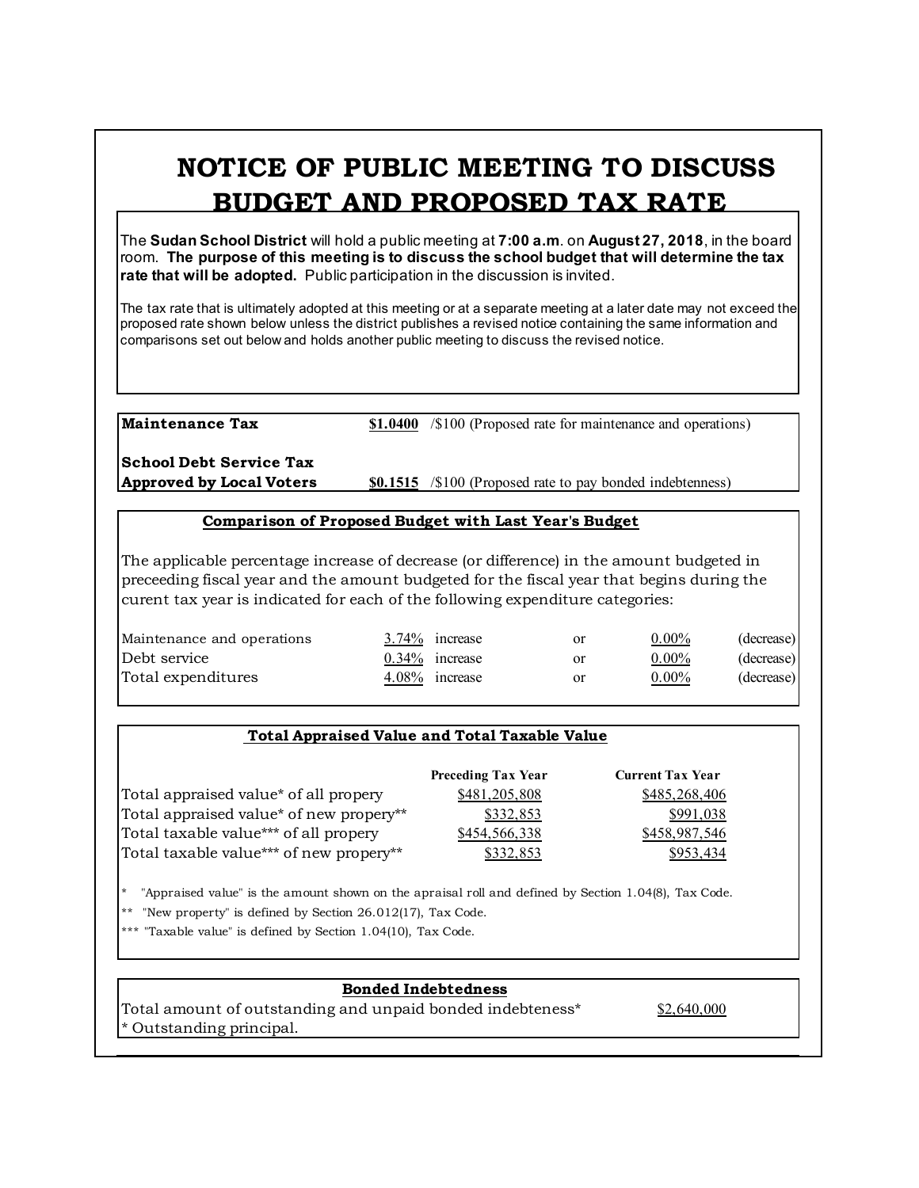# NOTICE OF PUBLIC MEETING TO DISCUSS BUDGET AND PROPOSED TAX RATE

The **Sudan School District** will hold a public meeting at **7:00 a.m**. on **August 27, 2018**, in the board room. **The purpose of this meeting is to discuss the school budget that will determine the tax rate that will be adopted.** Public participation in the discussion is invited.

The tax rate that is ultimately adopted at this meeting or at a separate meeting at a later date may not exceed the proposed rate shown below unless the district publishes a revised notice containing the same information and comparisons set out below and holds another public meeting to discuss the revised notice.

| | | |
|---|---|---|
| **Maintenance Tax** | **$1.0400** | /$100 (Proposed rate for maintenance and operations) |
| **School Debt Service Tax Approved by Local Voters** | **$0.1515** | /$100 (Proposed rate to pay bonded indebtenness) |

### Comparison of Proposed Budget with Last Year's Budget

The applicable percentage increase of decrease (or difference) in the amount budgeted in preceeding fiscal year and the amount budgeted for the fiscal year that begins during the curent tax year is indicated for each of the following expenditure categories:

| | | | | | |
|---|---|---|---|---|---|
| Maintenance and operations | 3.74% | increase | or | 0.00% | (decrease) |
| Debt service | 0.34% | increase | or | 0.00% | (decrease) |
| Total expenditures | 4.08% | increase | or | 0.00% | (decrease) |

### Total Appraised Value and Total Taxable Value

| | Preceding Tax Year | Current Tax Year |
|---|---|---|
| Total appraised value* of all propery | $481,205,808 | $485,268,406 |
| Total appraised value* of new propery** | $332,853 | $991,038 |
| Total taxable value*** of all propery | $454,566,338 | $458,987,546 |
| Total taxable value*** of new propery** | $332,853 | $953,434 |

* "Appraised value" is the amount shown on the apraisal roll and defined by Section 1.04(8), Tax Code.

** "New property" is defined by Section 26.012(17), Tax Code.

*** "Taxable value" is defined by Section 1.04(10), Tax Code.

### Bonded Indebtedness

| | |
|---|---|
| Total amount of outstanding and unpaid bonded indebteness* | $2,640,000 |

* Outstanding principal.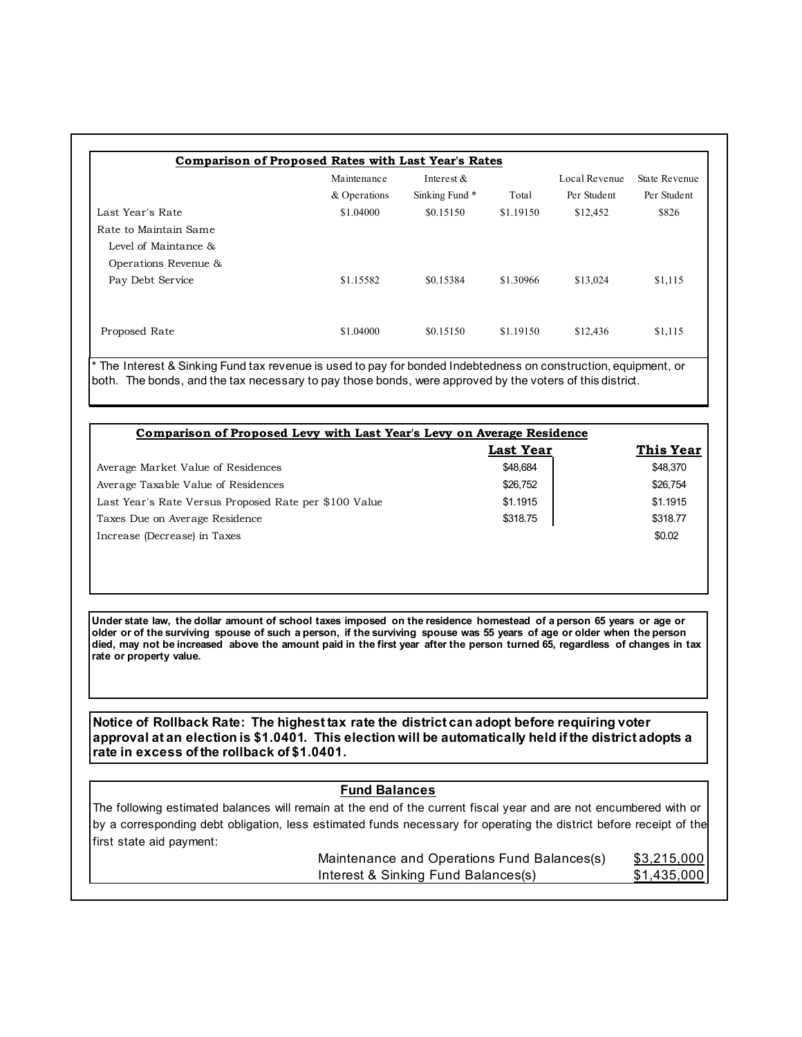**Comparison of Proposed Rates with Last Year's Rates**

| | Maintenance & Operations | Interest & Sinking Fund * | Total | Local Revenue Per Student | State Revenue Per Student |
|---|---|---|---|---|---|
| Last Year's Rate | $1.04000 | $0.15150 | $1.19150 | $12,452 | $826 |
| Rate to Maintain Same Level of Maintance & Operations Revenue & Pay Debt Service | $1.15582 | $0.15384 | $1.30966 | $13,024 | $1,115 |
| Proposed Rate | $1.04000 | $0.15150 | $1.19150 | $12,436 | $1,115 |

* The Interest & Sinking Fund tax revenue is used to pay for bonded Indebtedness on construction, equipment, or both. The bonds, and the tax necessary to pay those bonds, were approved by the voters of this district.

**Comparison of Proposed Levy with Last Year's Levy on Average Residence**

| | Last Year | This Year |
|---|---|---|
| Average Market Value of Residences | $48,684 | $48,370 |
| Average Taxable Value of Residences | $26,752 | $26,754 |
| Last Year's Rate Versus Proposed Rate per $100 Value | $1.1915 | $1.1915 |
| Taxes Due on Average Residence | $318.75 | $318.77 |
| Increase (Decrease) in Taxes | | $0.02 |

**Under state law, the dollar amount of school taxes imposed on the residence homestead of a person 65 years or age or older or of the surviving spouse of such a person, if the surviving spouse was 55 years of age or older when the person died, may not be increased above the amount paid in the first year after the person turned 65, regardless of changes in tax rate or property value.**

**Notice of Rollback Rate: The highest tax rate the district can adopt before requiring voter approval at an election is $1.0401. This election will be automatically held if the district adopts a rate in excess of the rollback of $1.0401.**

**Fund Balances**

The following estimated balances will remain at the end of the current fiscal year and are not encumbered with or by a corresponding debt obligation, less estimated funds necessary for operating the district before receipt of the first state aid payment:

| | |
|---|---|
| Maintenance and Operations Fund Balances(s) | $3,215,000 |
| Interest & Sinking Fund Balances(s) | $1,435,000 |